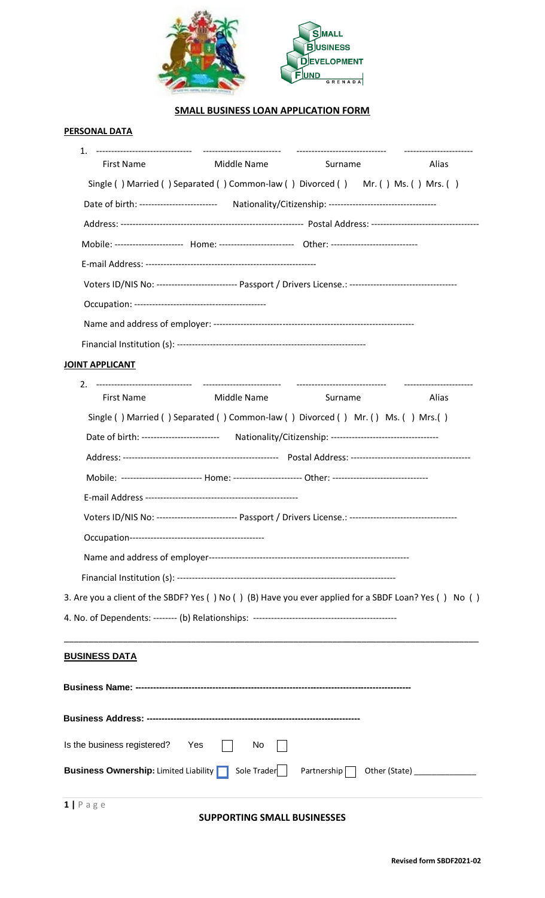## SMALL BUSINESS LOAN APPLICATION FORM

### PERSONAL DATA

1. -------------------------------- -------------------------- ------------------------------ -----------------------

   First Name Middle Name Surname Alias

   Single ( ) Married ( ) Separated ( ) Common-law ( ) Divorced ( ) Mr. ( ) Ms. ( ) Mrs. ( )

   Date of birth: -------------------------- Nationality/Citizenship: -----------------------------------

   Address: ------------------------------------------------------------- Postal Address: -----------------------------------

   Mobile: ----------------------- Home: ------------------------ Other: ----------------------------

   E-mail Address: ---------------------------------------------------------

   Voters ID/NIS No: --------------------------- Passport / Drivers License.: -----------------------------------

   Occupation: ---------------------------------------------

   Name and address of employer: -----------------------------------------------------------------

   Financial Institution (s): --------------------------------------------------------------

### JOINT APPLICANT

2. -------------------------------- -------------------------- ------------------------------ -----------------------

   First Name Middle Name Surname Alias

   Single ( ) Married ( ) Separated ( ) Common-law ( ) Divorced ( ) Mr. ( ) Ms. ( ) Mrs.( )

   Date of birth: -------------------------- Nationality/Citizenship: -----------------------------------

   Address: ---------------------------------------------------- Postal Address: ---------------------------------------

   Mobile: --------------------------- Home: ---------------------- Other: --------------------------------

   E-mail Address ---------------------------------------------------

   Voters ID/NIS No: --------------------------- Passport / Drivers License.: -----------------------------------

   Occupation---------------------------------------------

   Name and address of employer-----------------------------------------------------------------

   Financial Institution (s): ------------------------------------------------------------------------

3. Are you a client of the SBDF? Yes ( ) No ( ) (B) Have you ever applied for a SBDF Loan? Yes ( ) No ( )

4. No. of Dependents: -------- (b) Relationships: -----------------------------------------------

---

### BUSINESS DATA

**Business Name: ---------------------------------------------------------------------------------------**

**Business Address: ---------------------------------------------------------------------**

Is the business registered? Yes ☐ No ☐

**Business Ownership:** Limited Liability ☐ Sole Trader ☐ Partnership ☐ Other (State) _____________

**SUPPORTING SMALL BUSINESSES**

**Revised form SBDF2021-02**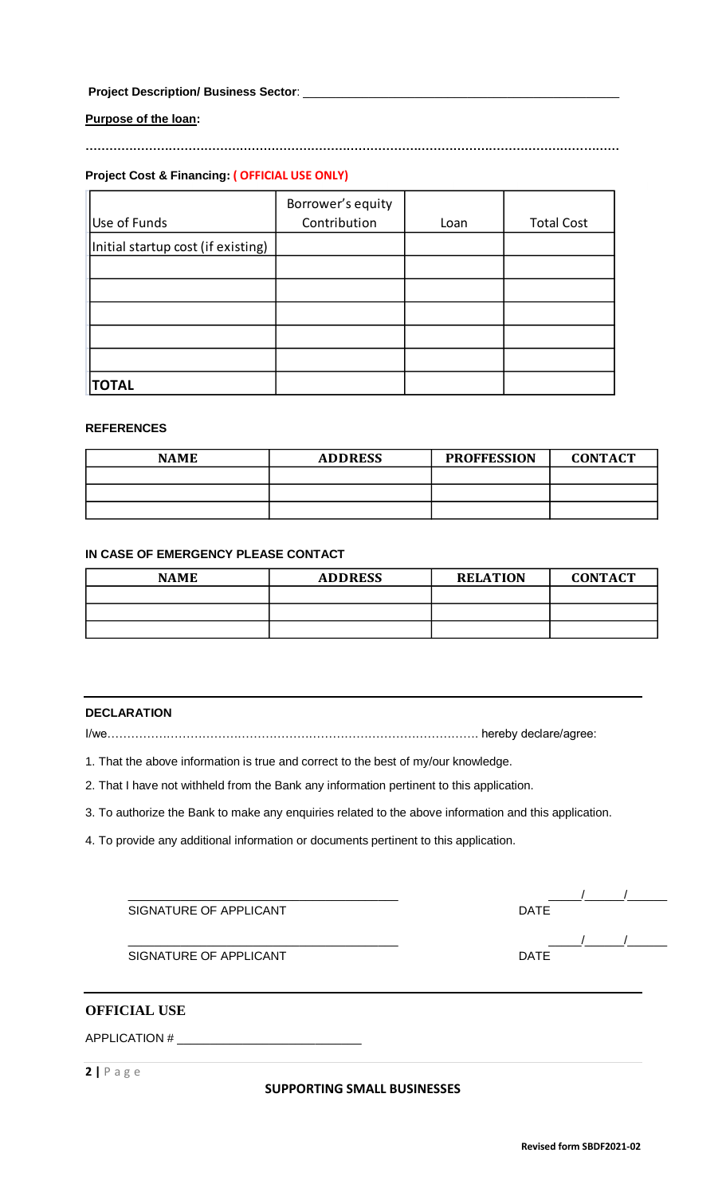**Project Description/ Business Sector**: ______________________________________________

**Purpose of the loan:**

……………………………………………………………………………………………………………………

**Project Cost & Financing: ( OFFICIAL USE ONLY)**

| Use of Funds | Borrower's equity Contribution | Loan | Total Cost |
|---|---|---|---|
| Initial startup cost (if existing) | | | |
| | | | |
| | | | |
| | | | |
| | | | |
| | | | |
| **TOTAL** | | | |

**REFERENCES**

| NAME | ADDRESS | PROFFESSION | CONTACT |
|---|---|---|---|
| | | | |
| | | | |
| | | | |

**IN CASE OF EMERGENCY PLEASE CONTACT**

| NAME | ADDRESS | RELATION | CONTACT |
|---|---|---|---|
| | | | |
| | | | |
| | | | |

**DECLARATION**

I/we………………………………………………………………………………… hereby declare/agree:

1. That the above information is true and correct to the best of my/our knowledge.
2. That I have not withheld from the Bank any information pertinent to this application.
3. To authorize the Bank to make any enquiries related to the above information and this application.
4. To provide any additional information or documents pertinent to this application.

_________________________________ _____/_____/_____

SIGNATURE OF APPLICANT DATE

_________________________________ _____/_____/_____

SIGNATURE OF APPLICANT DATE

**OFFICIAL USE**

APPLICATION # ________________________

**SUPPORTING SMALL BUSINESSES**

**Revised form SBDF2021-02**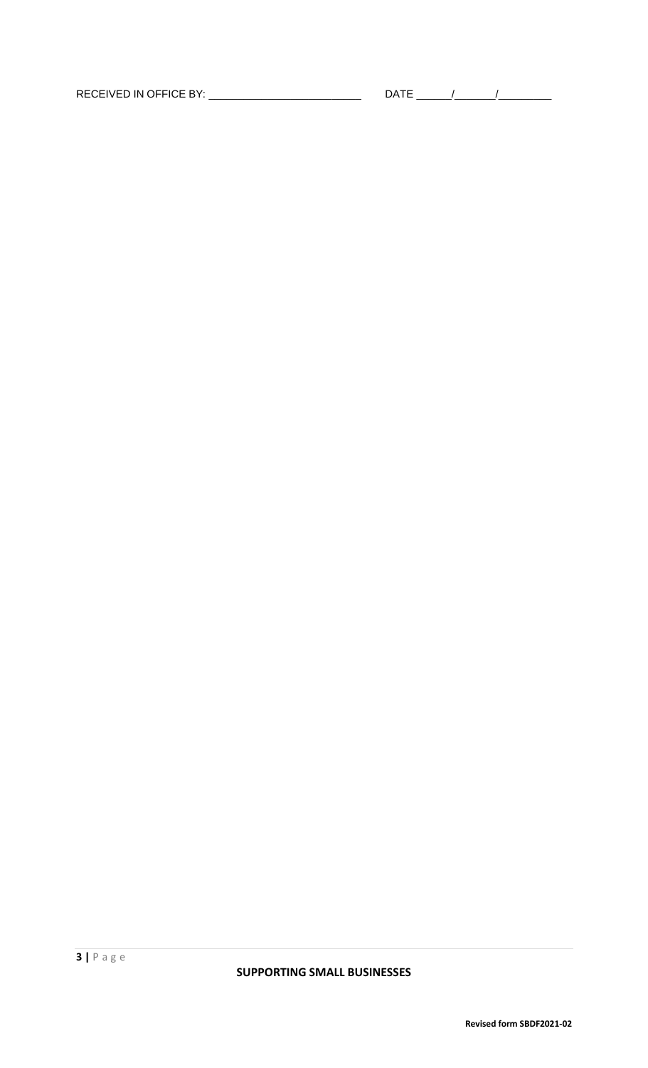RECEIVED IN OFFICE BY: _________________________ DATE ______/_______/_________